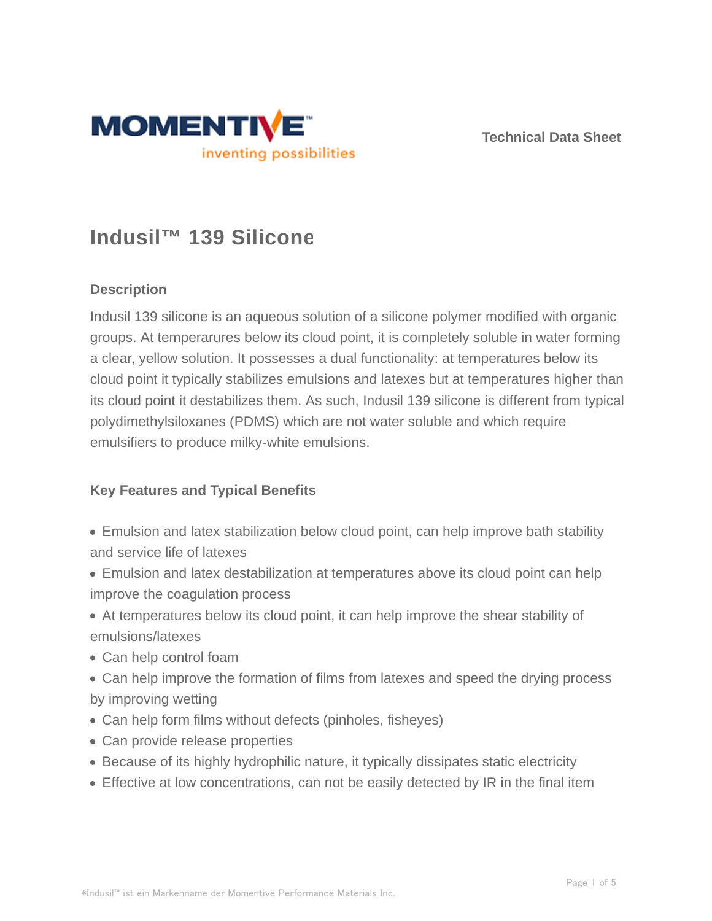# Indusil™ 139 Silicone

## Description

Indusil 139 silicone is an aqueous solution of a silicone polymer modified with organic groups. At temperarures below its cloud point, it is completely soluble in water forming a clear, yellow solution. It possesses a dual functionality: at temperatures below its cloud point it typically stabilizes emulsions and latexes but at temperatures higher than its cloud point it destabilizes them. As such, Indusil 139 silicone is different from typical polydimethylsiloxanes (PDMS) which are not water soluble and which require emulsifiers to produce milky-white emulsions.

## Key Features and Typical Benefits

- Emulsion and latex stabilization below cloud point, can help improve bath stability and service life of latexes
- Emulsion and latex destabilization at temperatures above its cloud point can help improve the coagulation process
- At temperatures below its cloud point, it can help improve the shear stability of emulsions/latexes
- Can help control foam
- Can help improve the formation of films from latexes and speed the drying process by improving wetting
- Can help form films without defects (pinholes, fisheyes)
- Can provide release properties
- Because of its highly hydrophilic nature, it typically dissipates static electricity
- Effective at low concentrations, can not be easily detected by IR in the final item

*Indusil™ ist ein Markenname der Momentive Performance Materials Inc.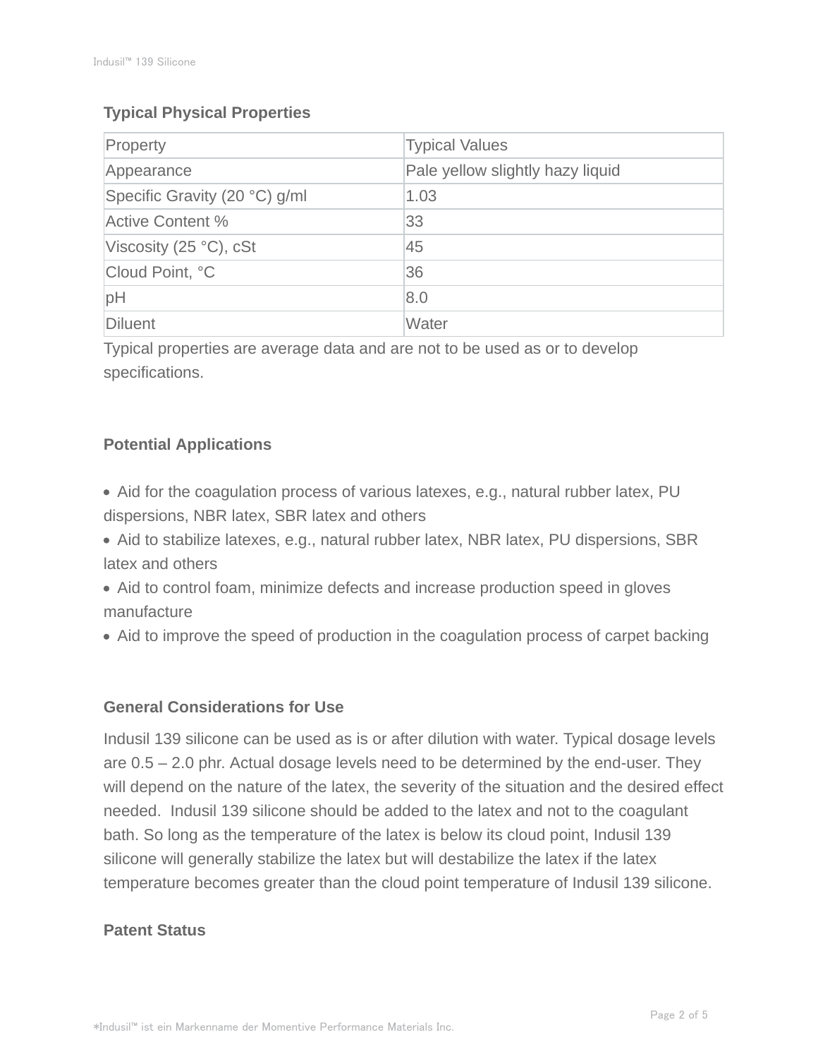## Typical Physical Properties

| Property | Typical Values |
|---|---|
| Appearance | Pale yellow slightly hazy liquid |
| Specific Gravity (20 °C) g/ml | 1.03 |
| Active Content % | 33 |
| Viscosity (25 °C), cSt | 45 |
| Cloud Point, °C | 36 |
| pH | 8.0 |
| Diluent | Water |

Typical properties are average data and are not to be used as or to develop specifications.

## Potential Applications

- Aid for the coagulation process of various latexes, e.g., natural rubber latex, PU dispersions, NBR latex, SBR latex and others
- Aid to stabilize latexes, e.g., natural rubber latex, NBR latex, PU dispersions, SBR latex and others
- Aid to control foam, minimize defects and increase production speed in gloves manufacture
- Aid to improve the speed of production in the coagulation process of carpet backing

## General Considerations for Use

Indusil 139 silicone can be used as is or after dilution with water. Typical dosage levels are 0.5 – 2.0 phr. Actual dosage levels need to be determined by the end-user. They will depend on the nature of the latex, the severity of the situation and the desired effect needed. Indusil 139 silicone should be added to the latex and not to the coagulant bath. So long as the temperature of the latex is below its cloud point, Indusil 139 silicone will generally stabilize the latex but will destabilize the latex if the latex temperature becomes greater than the cloud point temperature of Indusil 139 silicone.

## Patent Status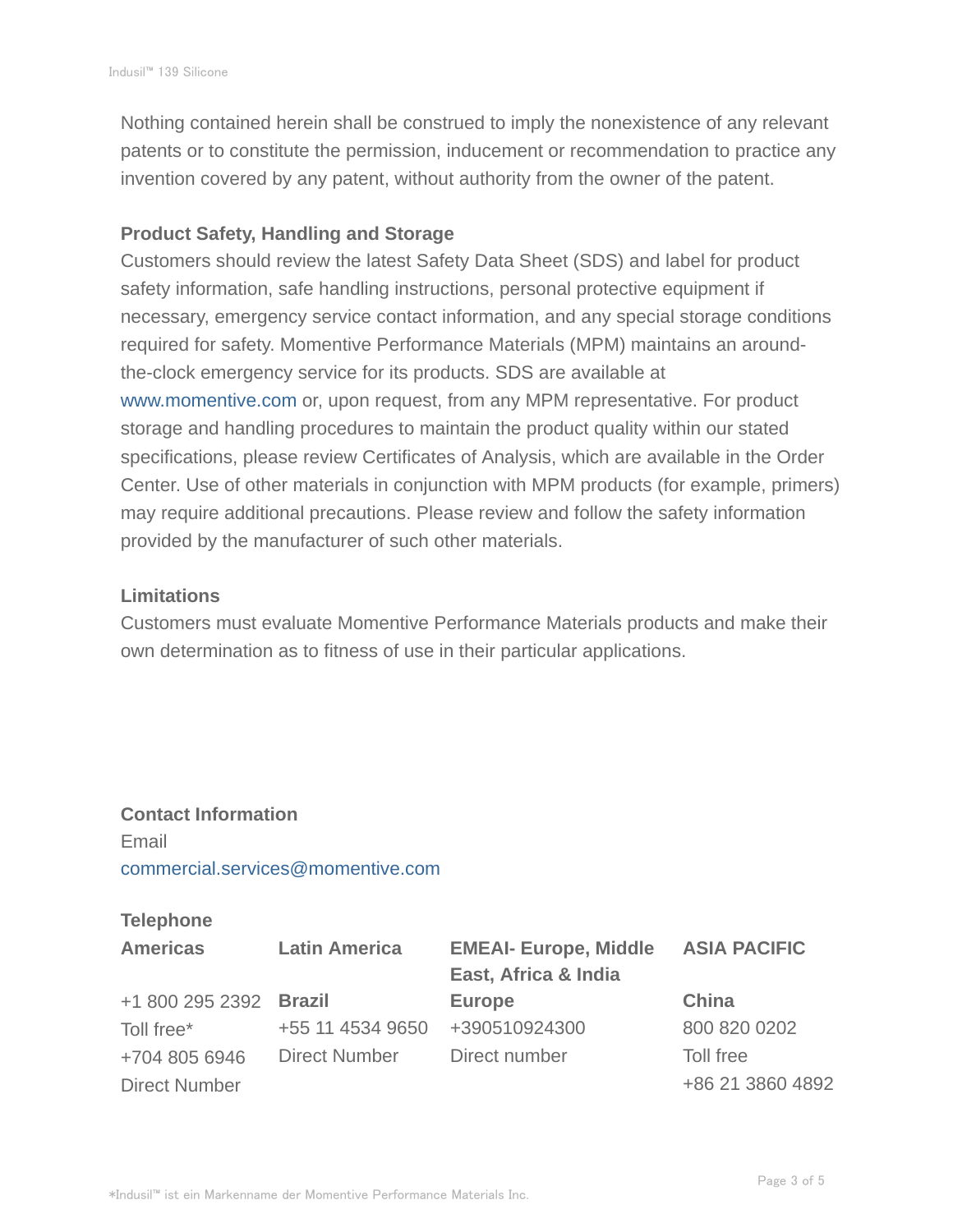Nothing contained herein shall be construed to imply the nonexistence of any relevant patents or to constitute the permission, inducement or recommendation to practice any invention covered by any patent, without authority from the owner of the patent.

**Product Safety, Handling and Storage**

Customers should review the latest Safety Data Sheet (SDS) and label for product safety information, safe handling instructions, personal protective equipment if necessary, emergency service contact information, and any special storage conditions required for safety. Momentive Performance Materials (MPM) maintains an around-the-clock emergency service for its products. SDS are available at www.momentive.com or, upon request, from any MPM representative. For product storage and handling procedures to maintain the product quality within our stated specifications, please review Certificates of Analysis, which are available in the Order Center. Use of other materials in conjunction with MPM products (for example, primers) may require additional precautions. Please review and follow the safety information provided by the manufacturer of such other materials.

**Limitations**

Customers must evaluate Momentive Performance Materials products and make their own determination as to fitness of use in their particular applications.

**Contact Information**

Email

commercial.services@momentive.com

**Telephone**

| **Americas** | **Latin America** | **EMEAI- Europe, Middle East, Africa & India** | **ASIA PACIFIC** |
|---|---|---|---|
| +1 800 295 2392 | **Brazil** | **Europe** | **China** |
| Toll free* | +55 11 4534 9650 | +390510924300 | 800 820 0202 |
| +704 805 6946 | Direct Number | Direct number | Toll free |
| Direct Number | | | +86 21 3860 4892 |

*Indusil™ ist ein Markenname der Momentive Performance Materials Inc.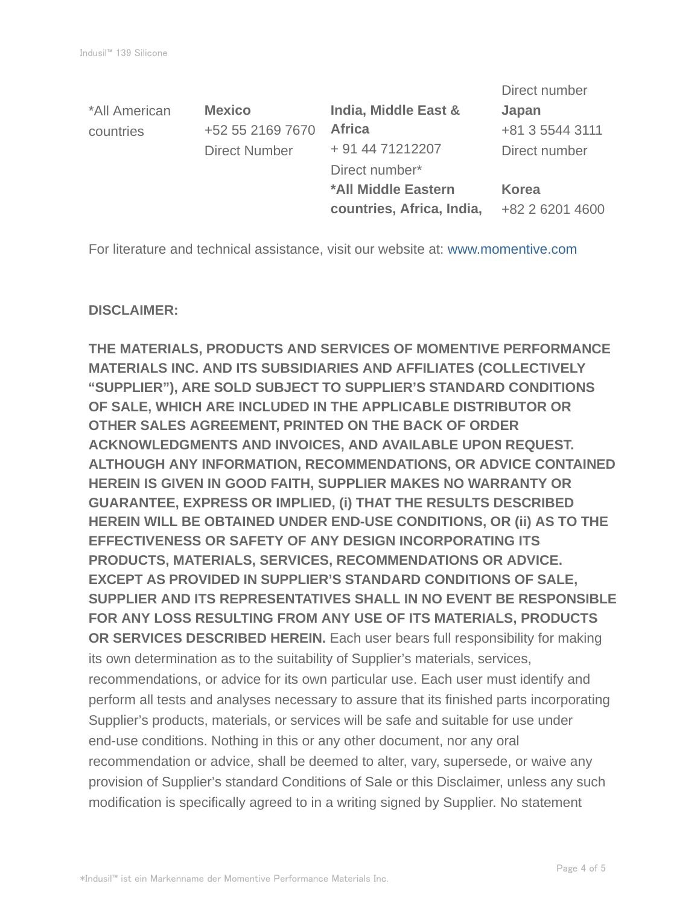| *All American countries | **Mexico**<br>+52 55 2169 7670<br>Direct Number | **India, Middle East & Africa**<br>+ 91 44 71212207<br>Direct number*<br>***All Middle Eastern countries, Africa, India,** | Direct number<br>**Japan**<br>+81 3 5544 3111<br>Direct number<br><br>**Korea**<br>+82 2 6201 4600 |
|---|---|---|---|

For literature and technical assistance, visit our website at: www.momentive.com

**DISCLAIMER:**

**THE MATERIALS, PRODUCTS AND SERVICES OF MOMENTIVE PERFORMANCE MATERIALS INC. AND ITS SUBSIDIARIES AND AFFILIATES (COLLECTIVELY "SUPPLIER"), ARE SOLD SUBJECT TO SUPPLIER'S STANDARD CONDITIONS OF SALE, WHICH ARE INCLUDED IN THE APPLICABLE DISTRIBUTOR OR OTHER SALES AGREEMENT, PRINTED ON THE BACK OF ORDER ACKNOWLEDGMENTS AND INVOICES, AND AVAILABLE UPON REQUEST. ALTHOUGH ANY INFORMATION, RECOMMENDATIONS, OR ADVICE CONTAINED HEREIN IS GIVEN IN GOOD FAITH, SUPPLIER MAKES NO WARRANTY OR GUARANTEE, EXPRESS OR IMPLIED, (i) THAT THE RESULTS DESCRIBED HEREIN WILL BE OBTAINED UNDER END-USE CONDITIONS, OR (ii) AS TO THE EFFECTIVENESS OR SAFETY OF ANY DESIGN INCORPORATING ITS PRODUCTS, MATERIALS, SERVICES, RECOMMENDATIONS OR ADVICE. EXCEPT AS PROVIDED IN SUPPLIER'S STANDARD CONDITIONS OF SALE, SUPPLIER AND ITS REPRESENTATIVES SHALL IN NO EVENT BE RESPONSIBLE FOR ANY LOSS RESULTING FROM ANY USE OF ITS MATERIALS, PRODUCTS OR SERVICES DESCRIBED HEREIN.** Each user bears full responsibility for making its own determination as to the suitability of Supplier's materials, services, recommendations, or advice for its own particular use. Each user must identify and perform all tests and analyses necessary to assure that its finished parts incorporating Supplier's products, materials, or services will be safe and suitable for use under end-use conditions. Nothing in this or any other document, nor any oral recommendation or advice, shall be deemed to alter, vary, supersede, or waive any provision of Supplier's standard Conditions of Sale or this Disclaimer, unless any such modification is specifically agreed to in a writing signed by Supplier. No statement

*Indusil™ ist ein Markenname der Momentive Performance Materials Inc.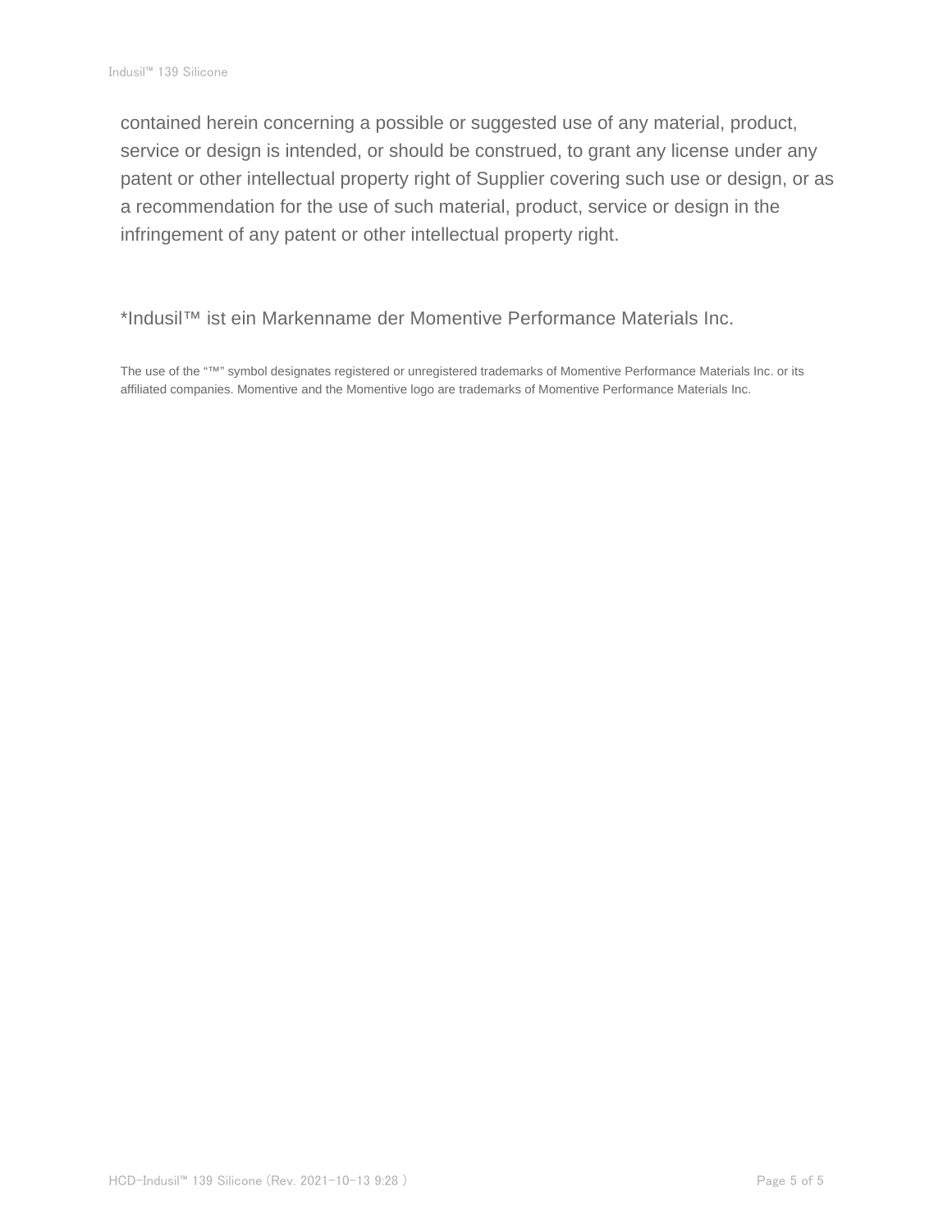contained herein concerning a possible or suggested use of any material, product, service or design is intended, or should be construed, to grant any license under any patent or other intellectual property right of Supplier covering such use or design, or as a recommendation for the use of such material, product, service or design in the infringement of any patent or other intellectual property right.

*Indusil™ ist ein Markenname der Momentive Performance Materials Inc.

The use of the "™" symbol designates registered or unregistered trademarks of Momentive Performance Materials Inc. or its affiliated companies. Momentive and the Momentive logo are trademarks of Momentive Performance Materials Inc.